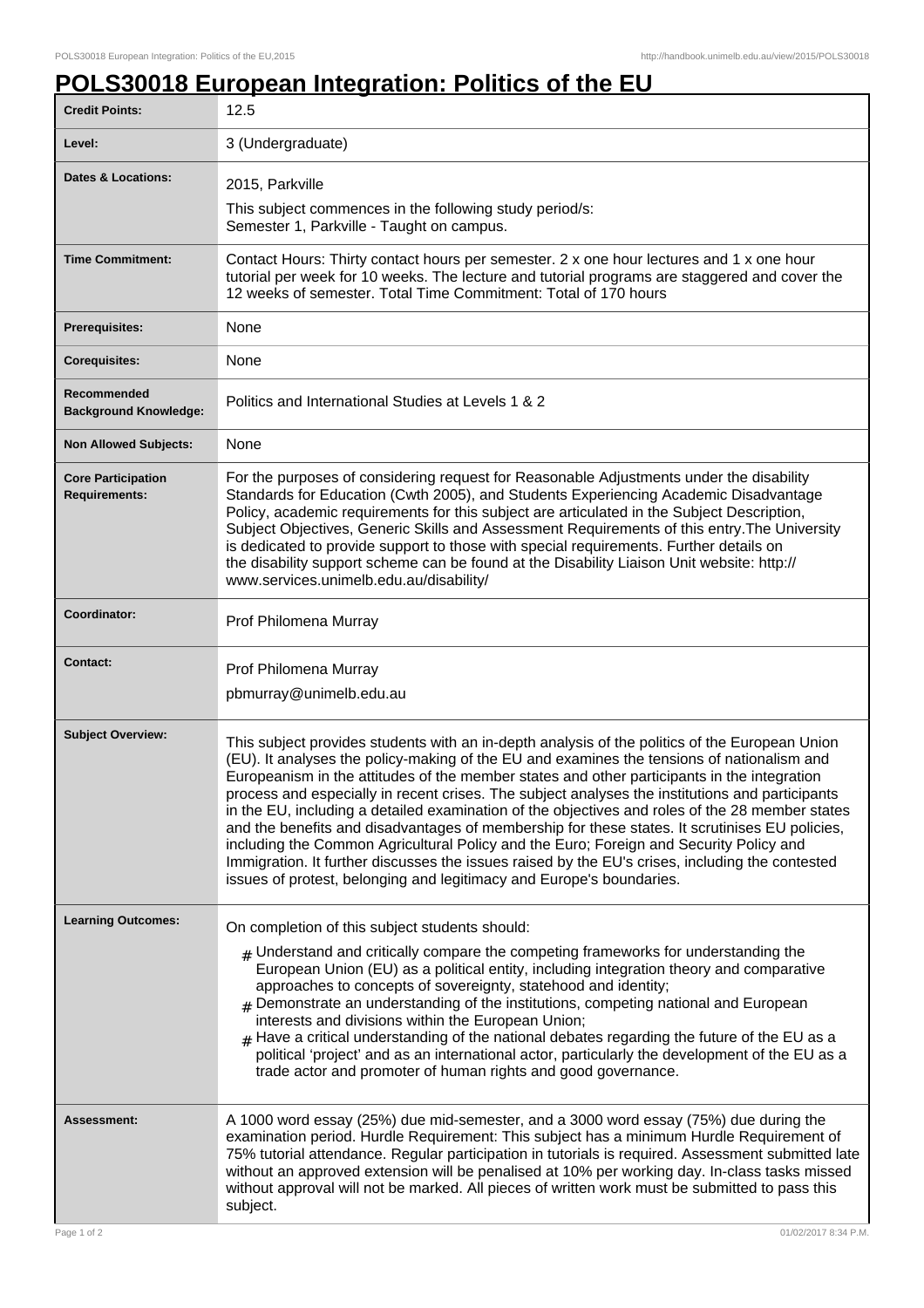# POLS30018 European Integration: Politics of the EU

| | |
|---|---|
| **Credit Points:** | 12.5 |
| **Level:** | 3 (Undergraduate) |
| **Dates & Locations:** | 2015, Parkville<br>This subject commences in the following study period/s:<br>Semester 1, Parkville - Taught on campus. |
| **Time Commitment:** | Contact Hours: Thirty contact hours per semester. 2 x one hour lectures and 1 x one hour tutorial per week for 10 weeks. The lecture and tutorial programs are staggered and cover the 12 weeks of semester. Total Time Commitment: Total of 170 hours |
| **Prerequisites:** | None |
| **Corequisites:** | None |
| **Recommended Background Knowledge:** | Politics and International Studies at Levels 1 & 2 |
| **Non Allowed Subjects:** | None |
| **Core Participation Requirements:** | For the purposes of considering request for Reasonable Adjustments under the disability Standards for Education (Cwth 2005), and Students Experiencing Academic Disadvantage Policy, academic requirements for this subject are articulated in the Subject Description, Subject Objectives, Generic Skills and Assessment Requirements of this entry.The University is dedicated to provide support to those with special requirements. Further details on the disability support scheme can be found at the Disability Liaison Unit website: http://www.services.unimelb.edu.au/disability/ |
| **Coordinator:** | Prof Philomena Murray |
| **Contact:** | Prof Philomena Murray<br>pbmurray@unimelb.edu.au |
| **Subject Overview:** | This subject provides students with an in-depth analysis of the politics of the European Union (EU). It analyses the policy-making of the EU and examines the tensions of nationalism and Europeanism in the attitudes of the member states and other participants in the integration process and especially in recent crises. The subject analyses the institutions and participants in the EU, including a detailed examination of the objectives and roles of the 28 member states and the benefits and disadvantages of membership for these states. It scrutinises EU policies, including the Common Agricultural Policy and the Euro; Foreign and Security Policy and Immigration. It further discusses the issues raised by the EU's crises, including the contested issues of protest, belonging and legitimacy and Europe's boundaries. |
| **Learning Outcomes:** | On completion of this subject students should:<br># Understand and critically compare the competing frameworks for understanding the European Union (EU) as a political entity, including integration theory and comparative approaches to concepts of sovereignty, statehood and identity;<br># Demonstrate an understanding of the institutions, competing national and European interests and divisions within the European Union;<br># Have a critical understanding of the national debates regarding the future of the EU as a political 'project' and as an international actor, particularly the development of the EU as a trade actor and promoter of human rights and good governance. |
| **Assessment:** | A 1000 word essay (25%) due mid-semester, and a 3000 word essay (75%) due during the examination period. Hurdle Requirement: This subject has a minimum Hurdle Requirement of 75% tutorial attendance. Regular participation in tutorials is required. Assessment submitted late without an approved extension will be penalised at 10% per working day. In-class tasks missed without approval will not be marked. All pieces of written work must be submitted to pass this subject. |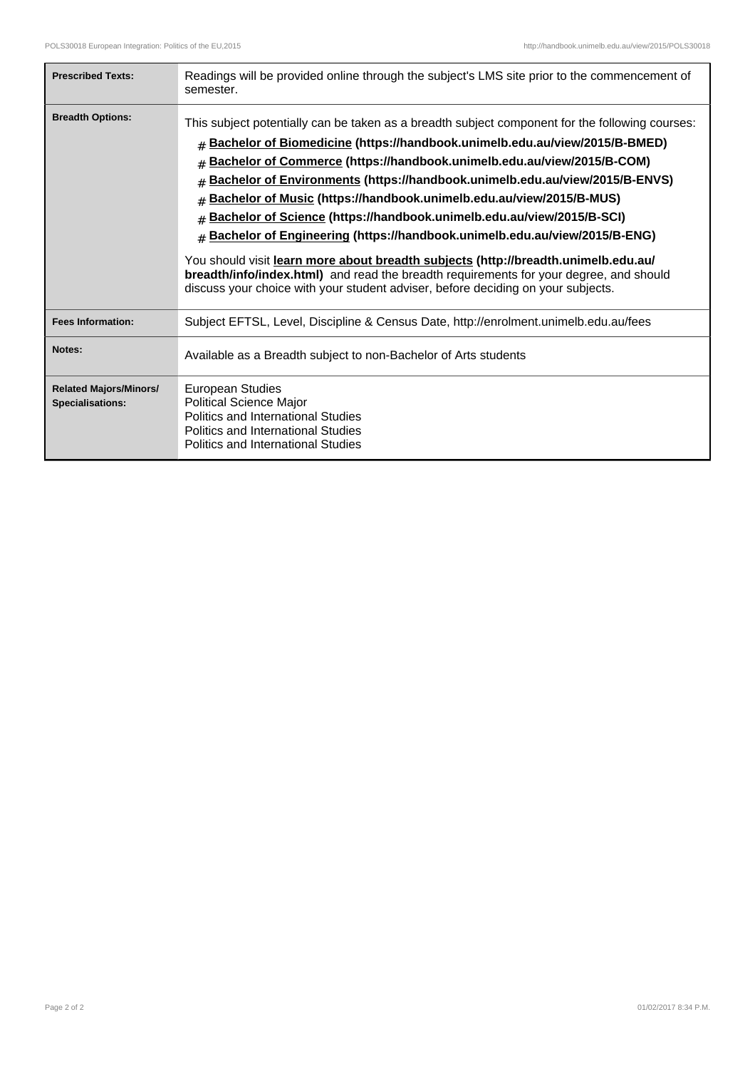| | |
|---|---|
| **Prescribed Texts:** | Readings will be provided online through the subject's LMS site prior to the commencement of semester. |
| **Breadth Options:** | This subject potentially can be taken as a breadth subject component for the following courses:<br># **Bachelor of Biomedicine (https://handbook.unimelb.edu.au/view/2015/B-BMED)**<br># **Bachelor of Commerce (https://handbook.unimelb.edu.au/view/2015/B-COM)**<br># **Bachelor of Environments (https://handbook.unimelb.edu.au/view/2015/B-ENVS)**<br># **Bachelor of Music (https://handbook.unimelb.edu.au/view/2015/B-MUS)**<br># **Bachelor of Science (https://handbook.unimelb.edu.au/view/2015/B-SCI)**<br># **Bachelor of Engineering (https://handbook.unimelb.edu.au/view/2015/B-ENG)**<br>You should visit **learn more about breadth subjects (http://breadth.unimelb.edu.au/breadth/info/index.html)** and read the breadth requirements for your degree, and should discuss your choice with your student adviser, before deciding on your subjects. |
| **Fees Information:** | Subject EFTSL, Level, Discipline & Census Date, http://enrolment.unimelb.edu.au/fees |
| **Notes:** | Available as a Breadth subject to non-Bachelor of Arts students |
| **Related Majors/Minors/ Specialisations:** | European Studies<br>Political Science Major<br>Politics and International Studies<br>Politics and International Studies<br>Politics and International Studies |